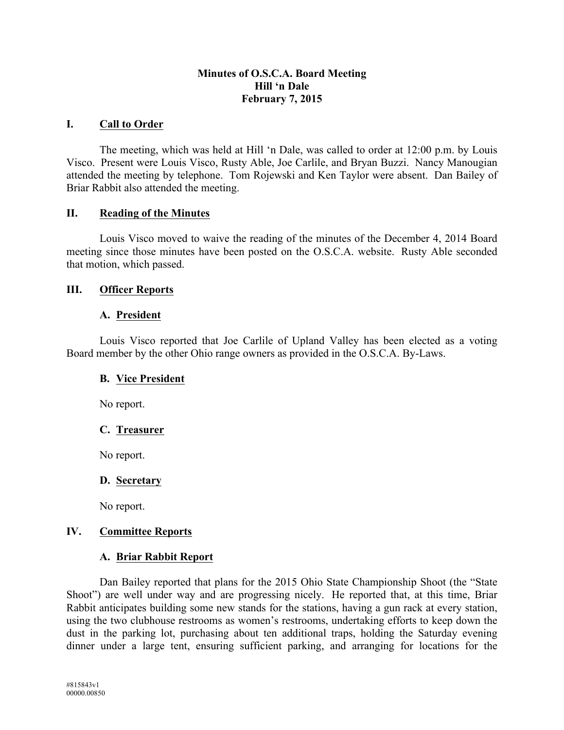**Minutes of O.S.C.A. Board Meeting**
**Hill 'n Dale**
**February 7, 2015**

## I. Call to Order

The meeting, which was held at Hill 'n Dale, was called to order at 12:00 p.m. by Louis Visco. Present were Louis Visco, Rusty Able, Joe Carlile, and Bryan Buzzi. Nancy Manougian attended the meeting by telephone. Tom Rojewski and Ken Taylor were absent. Dan Bailey of Briar Rabbit also attended the meeting.

## II. Reading of the Minutes

Louis Visco moved to waive the reading of the minutes of the December 4, 2014 Board meeting since those minutes have been posted on the O.S.C.A. website. Rusty Able seconded that motion, which passed.

## III. Officer Reports

### A. President

Louis Visco reported that Joe Carlile of Upland Valley has been elected as a voting Board member by the other Ohio range owners as provided in the O.S.C.A. By-Laws.

### B. Vice President

No report.

### C. Treasurer

No report.

### D. Secretary

No report.

## IV. Committee Reports

### A. Briar Rabbit Report

Dan Bailey reported that plans for the 2015 Ohio State Championship Shoot (the "State Shoot") are well under way and are progressing nicely. He reported that, at this time, Briar Rabbit anticipates building some new stands for the stations, having a gun rack at every station, using the two clubhouse restrooms as women's restrooms, undertaking efforts to keep down the dust in the parking lot, purchasing about ten additional traps, holding the Saturday evening dinner under a large tent, ensuring sufficient parking, and arranging for locations for the

#815843v1
00000.00850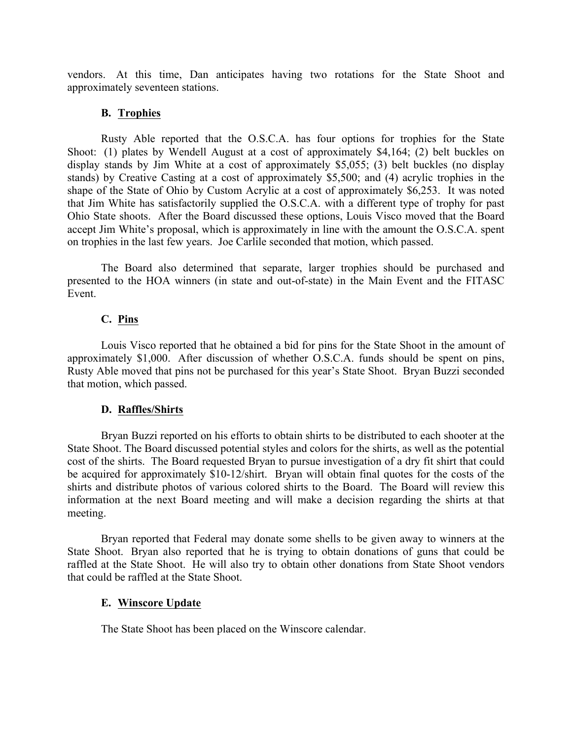vendors. At this time, Dan anticipates having two rotations for the State Shoot and approximately seventeen stations.

### B. <u>Trophies</u>

Rusty Able reported that the O.S.C.A. has four options for trophies for the State Shoot: (1) plates by Wendell August at a cost of approximately $4,164; (2) belt buckles on display stands by Jim White at a cost of approximately $5,055; (3) belt buckles (no display stands) by Creative Casting at a cost of approximately $5,500; and (4) acrylic trophies in the shape of the State of Ohio by Custom Acrylic at a cost of approximately $6,253. It was noted that Jim White has satisfactorily supplied the O.S.C.A. with a different type of trophy for past Ohio State shoots. After the Board discussed these options, Louis Visco moved that the Board accept Jim White's proposal, which is approximately in line with the amount the O.S.C.A. spent on trophies in the last few years. Joe Carlile seconded that motion, which passed.

The Board also determined that separate, larger trophies should be purchased and presented to the HOA winners (in state and out-of-state) in the Main Event and the FITASC Event.

### C. <u>Pins</u>

Louis Visco reported that he obtained a bid for pins for the State Shoot in the amount of approximately $1,000. After discussion of whether O.S.C.A. funds should be spent on pins, Rusty Able moved that pins not be purchased for this year's State Shoot. Bryan Buzzi seconded that motion, which passed.

### D. <u>Raffles/Shirts</u>

Bryan Buzzi reported on his efforts to obtain shirts to be distributed to each shooter at the State Shoot. The Board discussed potential styles and colors for the shirts, as well as the potential cost of the shirts. The Board requested Bryan to pursue investigation of a dry fit shirt that could be acquired for approximately $10-12/shirt. Bryan will obtain final quotes for the costs of the shirts and distribute photos of various colored shirts to the Board. The Board will review this information at the next Board meeting and will make a decision regarding the shirts at that meeting.

Bryan reported that Federal may donate some shells to be given away to winners at the State Shoot. Bryan also reported that he is trying to obtain donations of guns that could be raffled at the State Shoot. He will also try to obtain other donations from State Shoot vendors that could be raffled at the State Shoot.

### E. <u>Winscore Update</u>

The State Shoot has been placed on the Winscore calendar.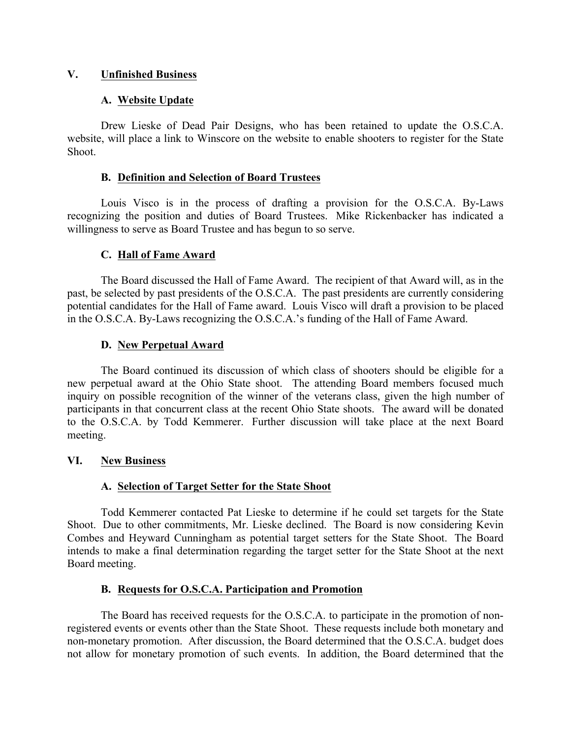## V. Unfinished Business

### A. Website Update

Drew Lieske of Dead Pair Designs, who has been retained to update the O.S.C.A. website, will place a link to Winscore on the website to enable shooters to register for the State Shoot.

### B. Definition and Selection of Board Trustees

Louis Visco is in the process of drafting a provision for the O.S.C.A. By-Laws recognizing the position and duties of Board Trustees. Mike Rickenbacker has indicated a willingness to serve as Board Trustee and has begun to so serve.

### C. Hall of Fame Award

The Board discussed the Hall of Fame Award. The recipient of that Award will, as in the past, be selected by past presidents of the O.S.C.A. The past presidents are currently considering potential candidates for the Hall of Fame award. Louis Visco will draft a provision to be placed in the O.S.C.A. By-Laws recognizing the O.S.C.A.'s funding of the Hall of Fame Award.

### D. New Perpetual Award

The Board continued its discussion of which class of shooters should be eligible for a new perpetual award at the Ohio State shoot. The attending Board members focused much inquiry on possible recognition of the winner of the veterans class, given the high number of participants in that concurrent class at the recent Ohio State shoots. The award will be donated to the O.S.C.A. by Todd Kemmerer. Further discussion will take place at the next Board meeting.

## VI. New Business

### A. Selection of Target Setter for the State Shoot

Todd Kemmerer contacted Pat Lieske to determine if he could set targets for the State Shoot. Due to other commitments, Mr. Lieske declined. The Board is now considering Kevin Combes and Heyward Cunningham as potential target setters for the State Shoot. The Board intends to make a final determination regarding the target setter for the State Shoot at the next Board meeting.

### B. Requests for O.S.C.A. Participation and Promotion

The Board has received requests for the O.S.C.A. to participate in the promotion of non-registered events or events other than the State Shoot. These requests include both monetary and non-monetary promotion. After discussion, the Board determined that the O.S.C.A. budget does not allow for monetary promotion of such events. In addition, the Board determined that the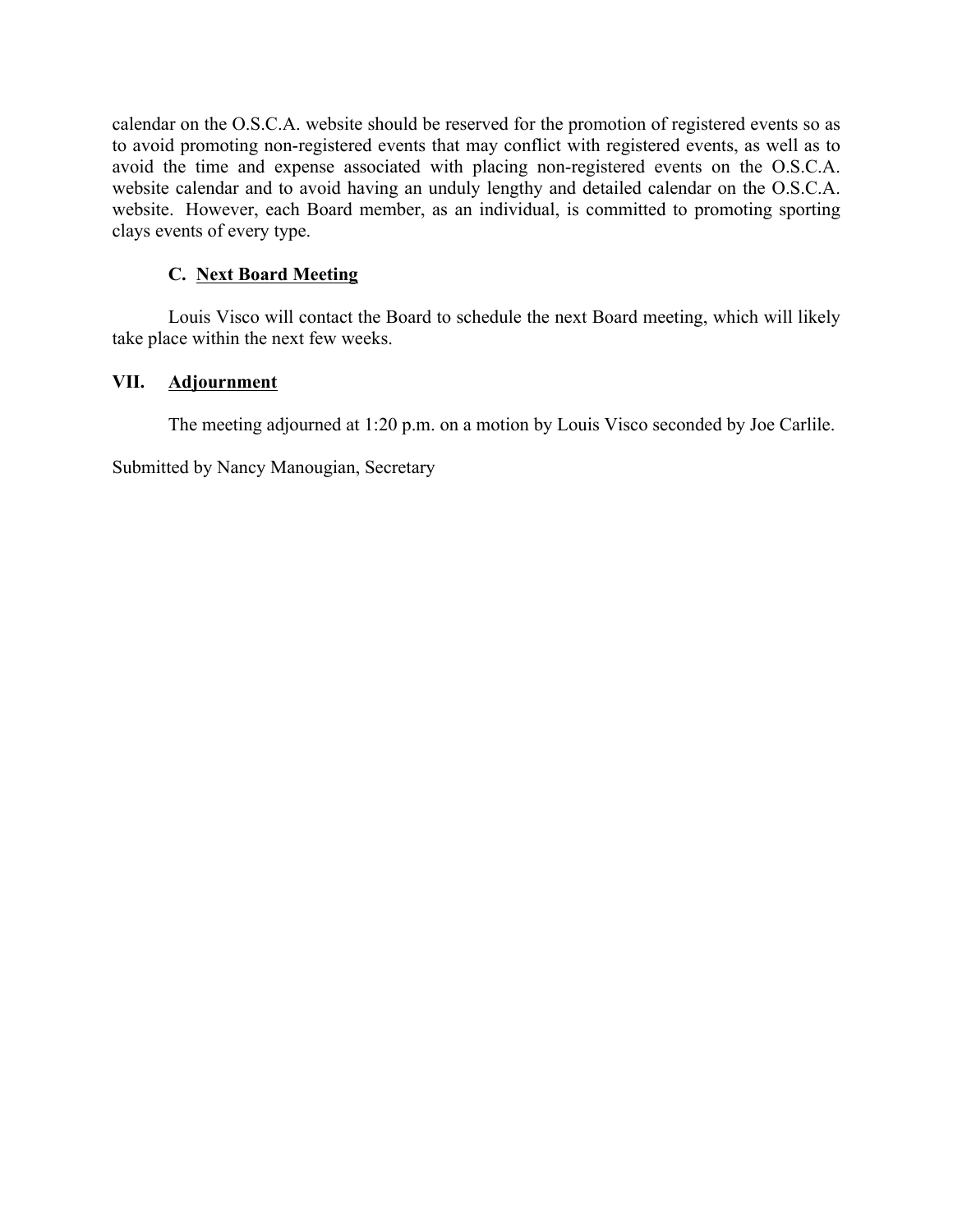calendar on the O.S.C.A. website should be reserved for the promotion of registered events so as to avoid promoting non-registered events that may conflict with registered events, as well as to avoid the time and expense associated with placing non-registered events on the O.S.C.A. website calendar and to avoid having an unduly lengthy and detailed calendar on the O.S.C.A. website. However, each Board member, as an individual, is committed to promoting sporting clays events of every type.

### C. <u>Next Board Meeting</u>

Louis Visco will contact the Board to schedule the next Board meeting, which will likely take place within the next few weeks.

## VII. <u>Adjournment</u>

The meeting adjourned at 1:20 p.m. on a motion by Louis Visco seconded by Joe Carlile.

Submitted by Nancy Manougian, Secretary